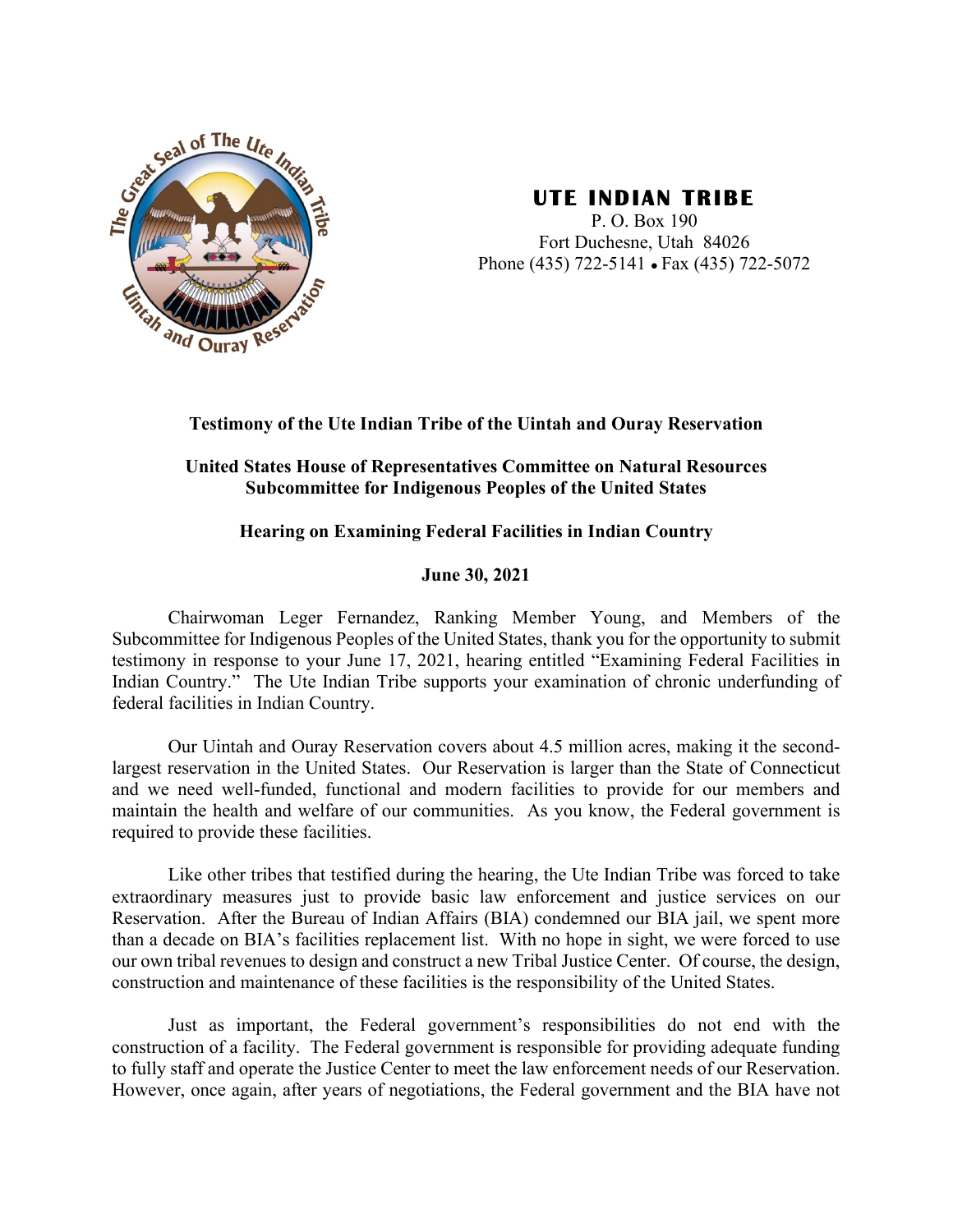**UTE INDIAN TRIBE**

P. O. Box 190
Fort Duchesne, Utah 84026
Phone (435) 722-5141 • Fax (435) 722-5072

**Testimony of the Ute Indian Tribe of the Uintah and Ouray Reservation**

**United States House of Representatives Committee on Natural Resources**
**Subcommittee for Indigenous Peoples of the United States**

**Hearing on Examining Federal Facilities in Indian Country**

**June 30, 2021**

Chairwoman Leger Fernandez, Ranking Member Young, and Members of the Subcommittee for Indigenous Peoples of the United States, thank you for the opportunity to submit testimony in response to your June 17, 2021, hearing entitled "Examining Federal Facilities in Indian Country." The Ute Indian Tribe supports your examination of chronic underfunding of federal facilities in Indian Country.

Our Uintah and Ouray Reservation covers about 4.5 million acres, making it the second-largest reservation in the United States. Our Reservation is larger than the State of Connecticut and we need well-funded, functional and modern facilities to provide for our members and maintain the health and welfare of our communities. As you know, the Federal government is required to provide these facilities.

Like other tribes that testified during the hearing, the Ute Indian Tribe was forced to take extraordinary measures just to provide basic law enforcement and justice services on our Reservation. After the Bureau of Indian Affairs (BIA) condemned our BIA jail, we spent more than a decade on BIA's facilities replacement list. With no hope in sight, we were forced to use our own tribal revenues to design and construct a new Tribal Justice Center. Of course, the design, construction and maintenance of these facilities is the responsibility of the United States.

Just as important, the Federal government's responsibilities do not end with the construction of a facility. The Federal government is responsible for providing adequate funding to fully staff and operate the Justice Center to meet the law enforcement needs of our Reservation. However, once again, after years of negotiations, the Federal government and the BIA have not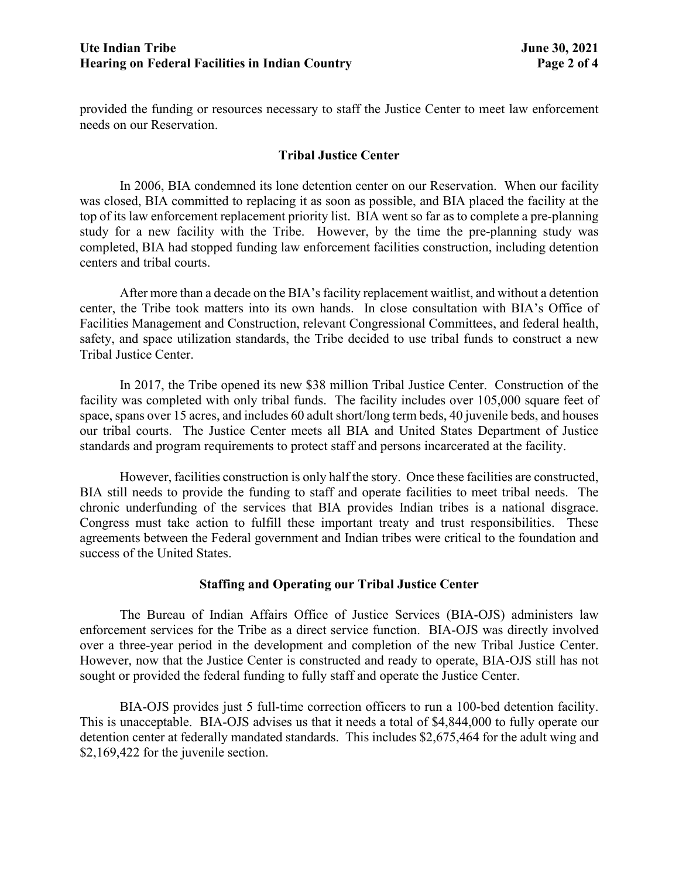provided the funding or resources necessary to staff the Justice Center to meet law enforcement needs on our Reservation.

## Tribal Justice Center

In 2006, BIA condemned its lone detention center on our Reservation. When our facility was closed, BIA committed to replacing it as soon as possible, and BIA placed the facility at the top of its law enforcement replacement priority list. BIA went so far as to complete a pre-planning study for a new facility with the Tribe. However, by the time the pre-planning study was completed, BIA had stopped funding law enforcement facilities construction, including detention centers and tribal courts.

After more than a decade on the BIA's facility replacement waitlist, and without a detention center, the Tribe took matters into its own hands. In close consultation with BIA's Office of Facilities Management and Construction, relevant Congressional Committees, and federal health, safety, and space utilization standards, the Tribe decided to use tribal funds to construct a new Tribal Justice Center.

In 2017, the Tribe opened its new $38 million Tribal Justice Center. Construction of the facility was completed with only tribal funds. The facility includes over 105,000 square feet of space, spans over 15 acres, and includes 60 adult short/long term beds, 40 juvenile beds, and houses our tribal courts. The Justice Center meets all BIA and United States Department of Justice standards and program requirements to protect staff and persons incarcerated at the facility.

However, facilities construction is only half the story. Once these facilities are constructed, BIA still needs to provide the funding to staff and operate facilities to meet tribal needs. The chronic underfunding of the services that BIA provides Indian tribes is a national disgrace. Congress must take action to fulfill these important treaty and trust responsibilities. These agreements between the Federal government and Indian tribes were critical to the foundation and success of the United States.

## Staffing and Operating our Tribal Justice Center

The Bureau of Indian Affairs Office of Justice Services (BIA-OJS) administers law enforcement services for the Tribe as a direct service function. BIA-OJS was directly involved over a three-year period in the development and completion of the new Tribal Justice Center. However, now that the Justice Center is constructed and ready to operate, BIA-OJS still has not sought or provided the federal funding to fully staff and operate the Justice Center.

BIA-OJS provides just 5 full-time correction officers to run a 100-bed detention facility. This is unacceptable. BIA-OJS advises us that it needs a total of $4,844,000 to fully operate our detention center at federally mandated standards. This includes $2,675,464 for the adult wing and $2,169,422 for the juvenile section.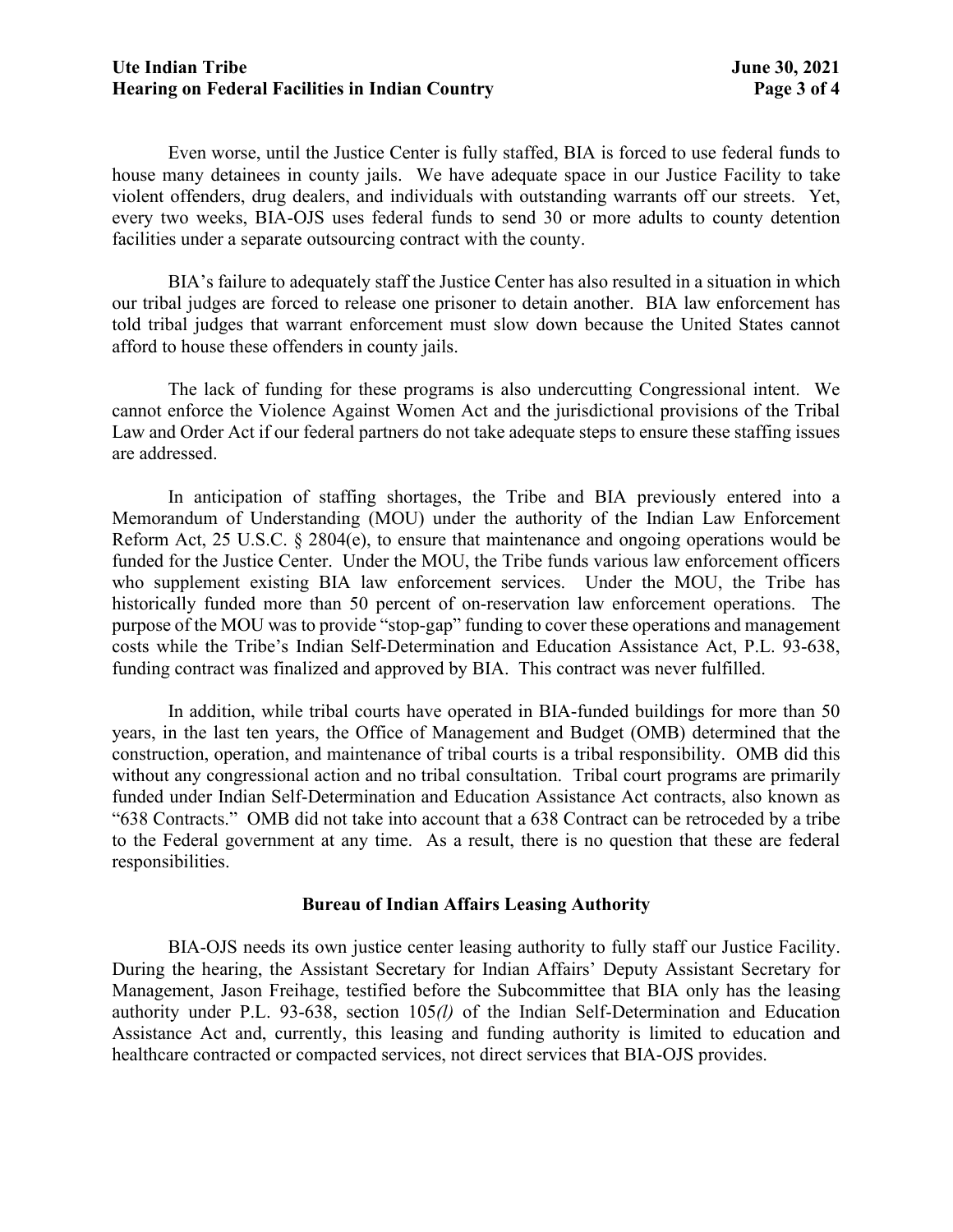Even worse, until the Justice Center is fully staffed, BIA is forced to use federal funds to house many detainees in county jails. We have adequate space in our Justice Facility to take violent offenders, drug dealers, and individuals with outstanding warrants off our streets. Yet, every two weeks, BIA-OJS uses federal funds to send 30 or more adults to county detention facilities under a separate outsourcing contract with the county.

BIA's failure to adequately staff the Justice Center has also resulted in a situation in which our tribal judges are forced to release one prisoner to detain another. BIA law enforcement has told tribal judges that warrant enforcement must slow down because the United States cannot afford to house these offenders in county jails.

The lack of funding for these programs is also undercutting Congressional intent. We cannot enforce the Violence Against Women Act and the jurisdictional provisions of the Tribal Law and Order Act if our federal partners do not take adequate steps to ensure these staffing issues are addressed.

In anticipation of staffing shortages, the Tribe and BIA previously entered into a Memorandum of Understanding (MOU) under the authority of the Indian Law Enforcement Reform Act, 25 U.S.C. § 2804(e), to ensure that maintenance and ongoing operations would be funded for the Justice Center. Under the MOU, the Tribe funds various law enforcement officers who supplement existing BIA law enforcement services. Under the MOU, the Tribe has historically funded more than 50 percent of on-reservation law enforcement operations. The purpose of the MOU was to provide "stop-gap" funding to cover these operations and management costs while the Tribe's Indian Self-Determination and Education Assistance Act, P.L. 93-638, funding contract was finalized and approved by BIA. This contract was never fulfilled.

In addition, while tribal courts have operated in BIA-funded buildings for more than 50 years, in the last ten years, the Office of Management and Budget (OMB) determined that the construction, operation, and maintenance of tribal courts is a tribal responsibility. OMB did this without any congressional action and no tribal consultation. Tribal court programs are primarily funded under Indian Self-Determination and Education Assistance Act contracts, also known as "638 Contracts." OMB did not take into account that a 638 Contract can be retroceded by a tribe to the Federal government at any time. As a result, there is no question that these are federal responsibilities.

### Bureau of Indian Affairs Leasing Authority

BIA-OJS needs its own justice center leasing authority to fully staff our Justice Facility. During the hearing, the Assistant Secretary for Indian Affairs' Deputy Assistant Secretary for Management, Jason Freihage, testified before the Subcommittee that BIA only has the leasing authority under P.L. 93-638, section 105*(l)* of the Indian Self-Determination and Education Assistance Act and, currently, this leasing and funding authority is limited to education and healthcare contracted or compacted services, not direct services that BIA-OJS provides.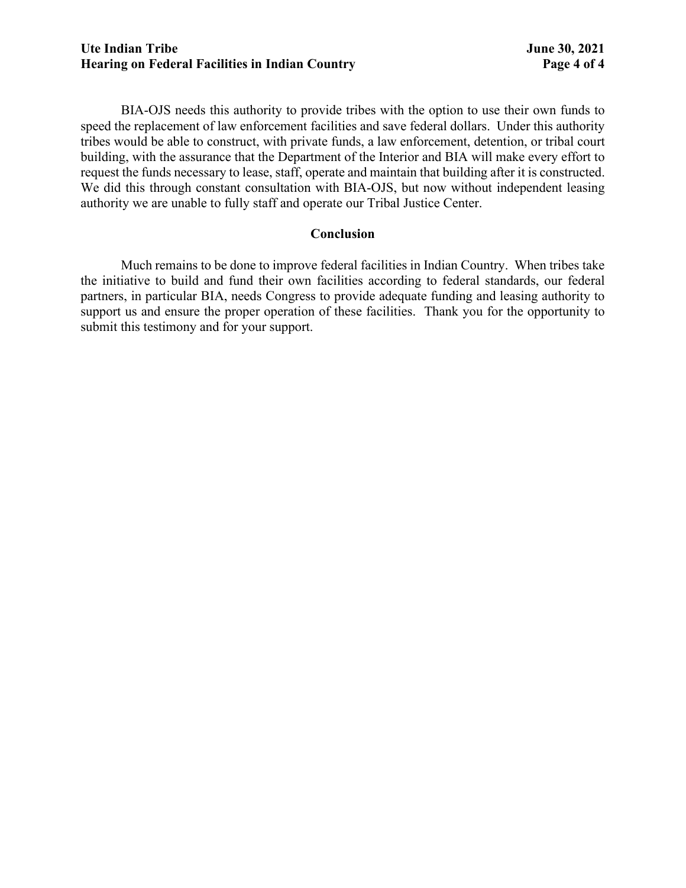BIA-OJS needs this authority to provide tribes with the option to use their own funds to speed the replacement of law enforcement facilities and save federal dollars. Under this authority tribes would be able to construct, with private funds, a law enforcement, detention, or tribal court building, with the assurance that the Department of the Interior and BIA will make every effort to request the funds necessary to lease, staff, operate and maintain that building after it is constructed. We did this through constant consultation with BIA-OJS, but now without independent leasing authority we are unable to fully staff and operate our Tribal Justice Center.

## Conclusion

Much remains to be done to improve federal facilities in Indian Country. When tribes take the initiative to build and fund their own facilities according to federal standards, our federal partners, in particular BIA, needs Congress to provide adequate funding and leasing authority to support us and ensure the proper operation of these facilities. Thank you for the opportunity to submit this testimony and for your support.